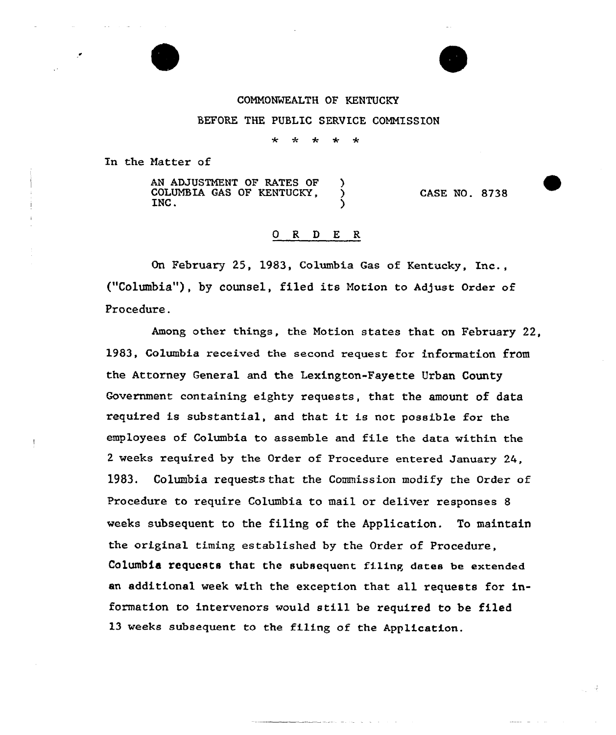COMMONWEALTH OF KENTUCKY

BEFORE THE PUBLIC SERVICE COMMISSION

\* \* \* \* \*

In the Matter of

AN ADJUSTMENT OF RATES OF COLUMBIA GAS OF KENTUCKY, INC. ) CASE NO. 8738

## O R D E R

On February 25, 1983, Columbia Gas of Kentucky, Inc., ("Columbia"), by counsel, filed its Motion to Adjust Order of Procedure.

Among other things, the Motion states that on February 22, 1983, Columbia received the second request for information from the Attorney General and the Lexington-Fayette Urban County Government containing eighty requests, that the amount of data required is substantial, and that it is not possible for the employees of Columbia to assemble and file the data within the 2 weeks required by the Order of Procedure entered January 24, 1983. Columbia requests that the Commission modify the Order of Procedure to require Columbia to mail or deliver responses 8 weeks subsequent to the filing of the Application. To maintain the original timing established by the Order of Procedure, Columbia requests that the subsequent filing dates be extended an additional week with the exception that all requests for information to intervenors would still be required to be filed 13 weeks subsequent to the filing of the Application.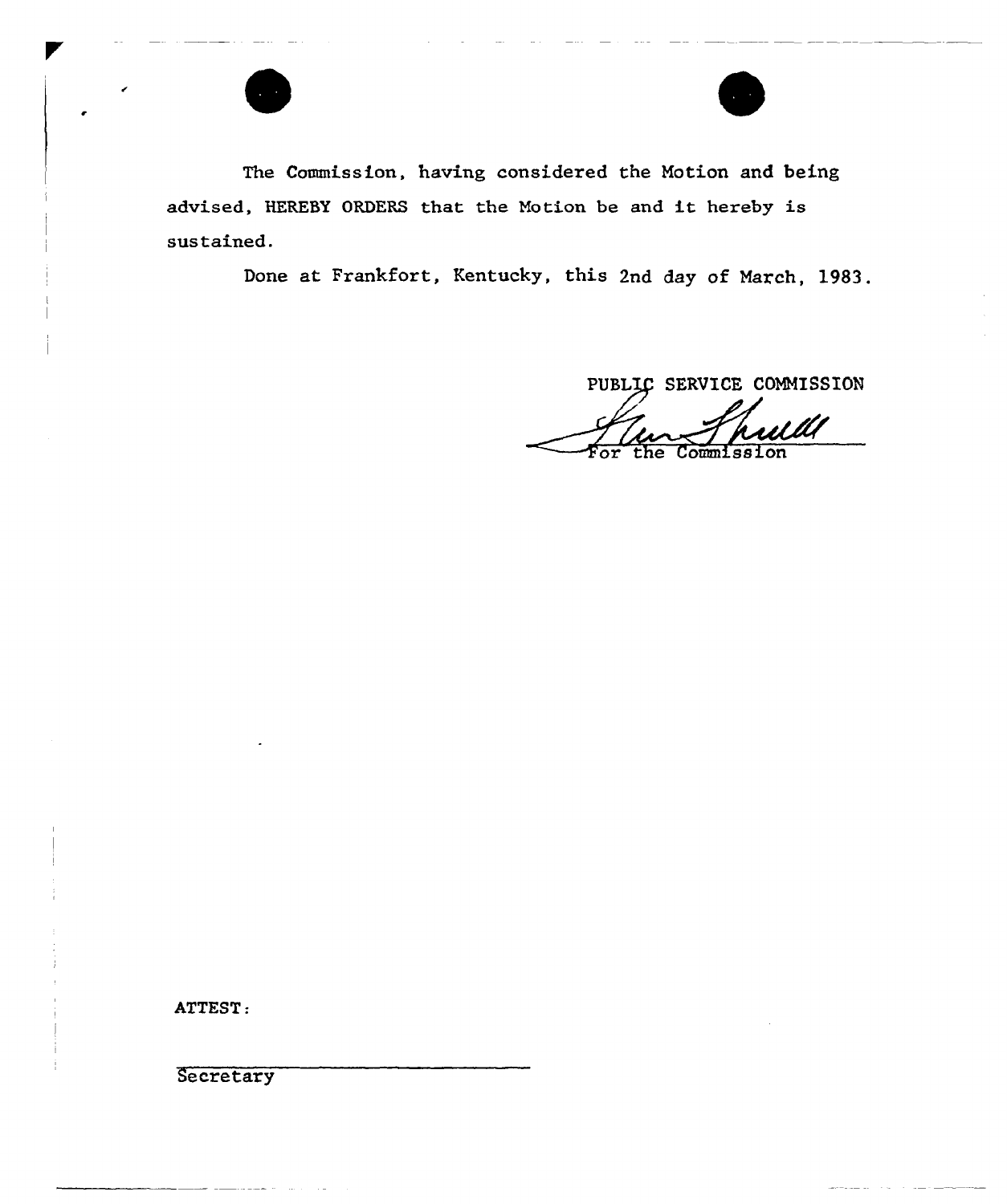The Commission, having considered the Motion and being advised, HEREBY ORDERS that the Motion be and it hereby is sustained.

Done at Frankfort, Kentucky, this 2nd day of March, 1983.

PUBLIC SERVICE COMMISSION

For the Commission

ATTEST:

Secretary